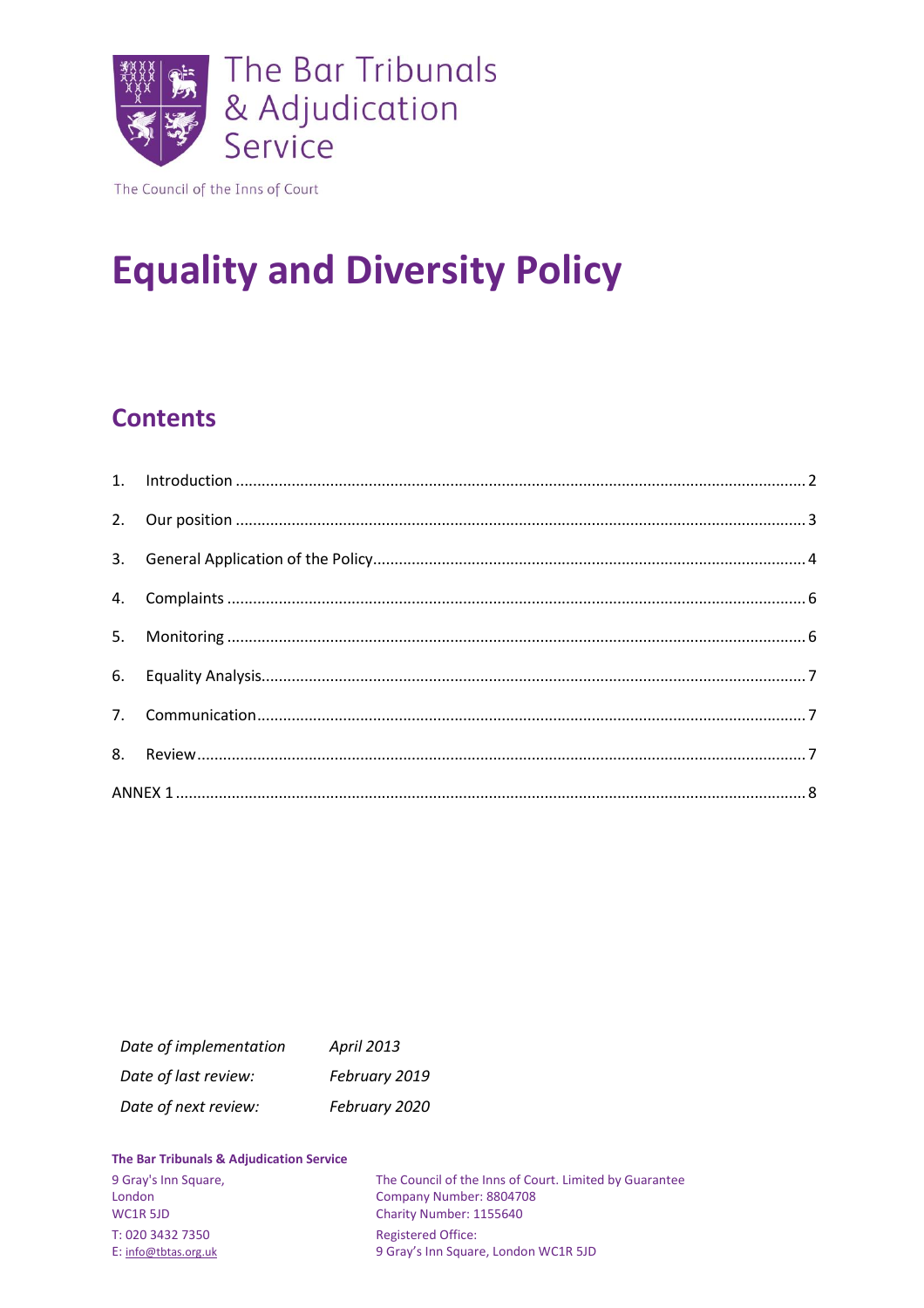The Bar Tribunals & Adjudication Service

The Council of the Inns of Court

# Equality and Diversity Policy

## Contents

1. Introduction ..... 2
2. Our position ..... 3
3. General Application of the Policy ..... 4
4. Complaints ..... 6
5. Monitoring ..... 6
6. Equality Analysis ..... 7
7. Communication ..... 7
8. Review ..... 7

ANNEX 1 ..... 8

| | |
|---|---|
| *Date of implementation* | *April 2013* |
| *Date of last review:* | *February 2019* |
| *Date of next review:* | *February 2020* |

**The Bar Tribunals & Adjudication Service**

9 Gray's Inn Square,
London
WC1R 5JD

T: 020 3432 7350
E: info@tbtas.org.uk

The Council of the Inns of Court. Limited by Guarantee
Company Number: 8804708
Charity Number: 1155640

Registered Office:
9 Gray's Inn Square, London WC1R 5JD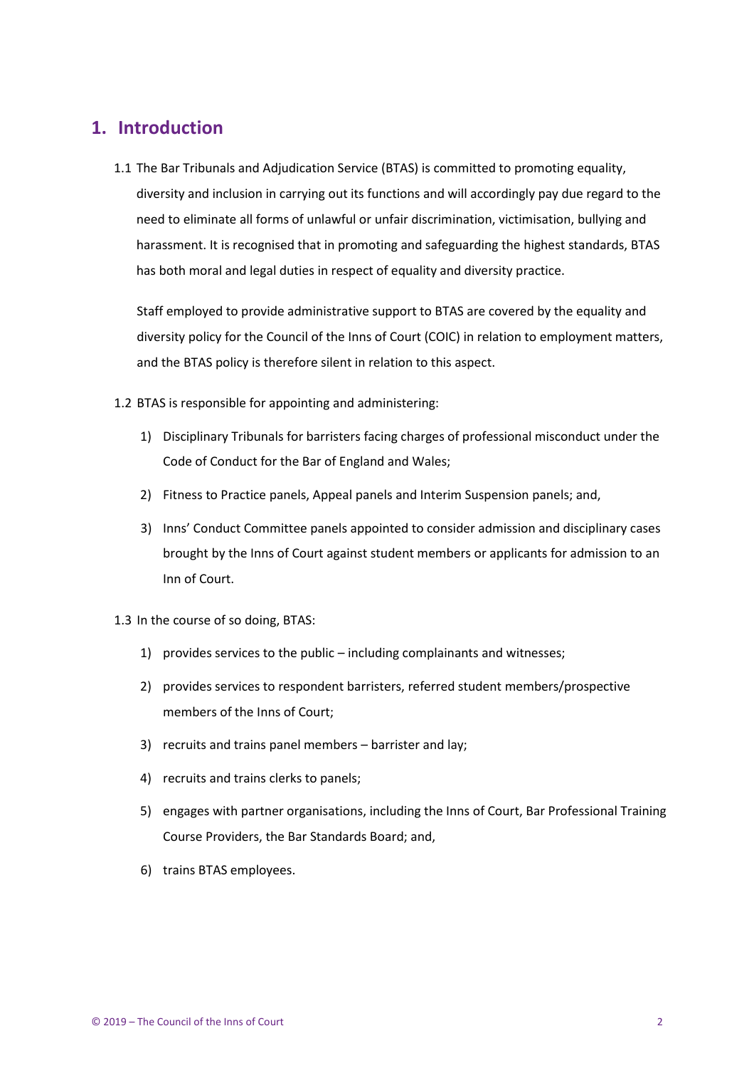## 1. Introduction

1.1 The Bar Tribunals and Adjudication Service (BTAS) is committed to promoting equality, diversity and inclusion in carrying out its functions and will accordingly pay due regard to the need to eliminate all forms of unlawful or unfair discrimination, victimisation, bullying and harassment. It is recognised that in promoting and safeguarding the highest standards, BTAS has both moral and legal duties in respect of equality and diversity practice.

Staff employed to provide administrative support to BTAS are covered by the equality and diversity policy for the Council of the Inns of Court (COIC) in relation to employment matters, and the BTAS policy is therefore silent in relation to this aspect.

1.2 BTAS is responsible for appointing and administering:

1) Disciplinary Tribunals for barristers facing charges of professional misconduct under the Code of Conduct for the Bar of England and Wales;
2) Fitness to Practice panels, Appeal panels and Interim Suspension panels; and,
3) Inns' Conduct Committee panels appointed to consider admission and disciplinary cases brought by the Inns of Court against student members or applicants for admission to an Inn of Court.

1.3 In the course of so doing, BTAS:

1) provides services to the public – including complainants and witnesses;
2) provides services to respondent barristers, referred student members/prospective members of the Inns of Court;
3) recruits and trains panel members – barrister and lay;
4) recruits and trains clerks to panels;
5) engages with partner organisations, including the Inns of Court, Bar Professional Training Course Providers, the Bar Standards Board; and,
6) trains BTAS employees.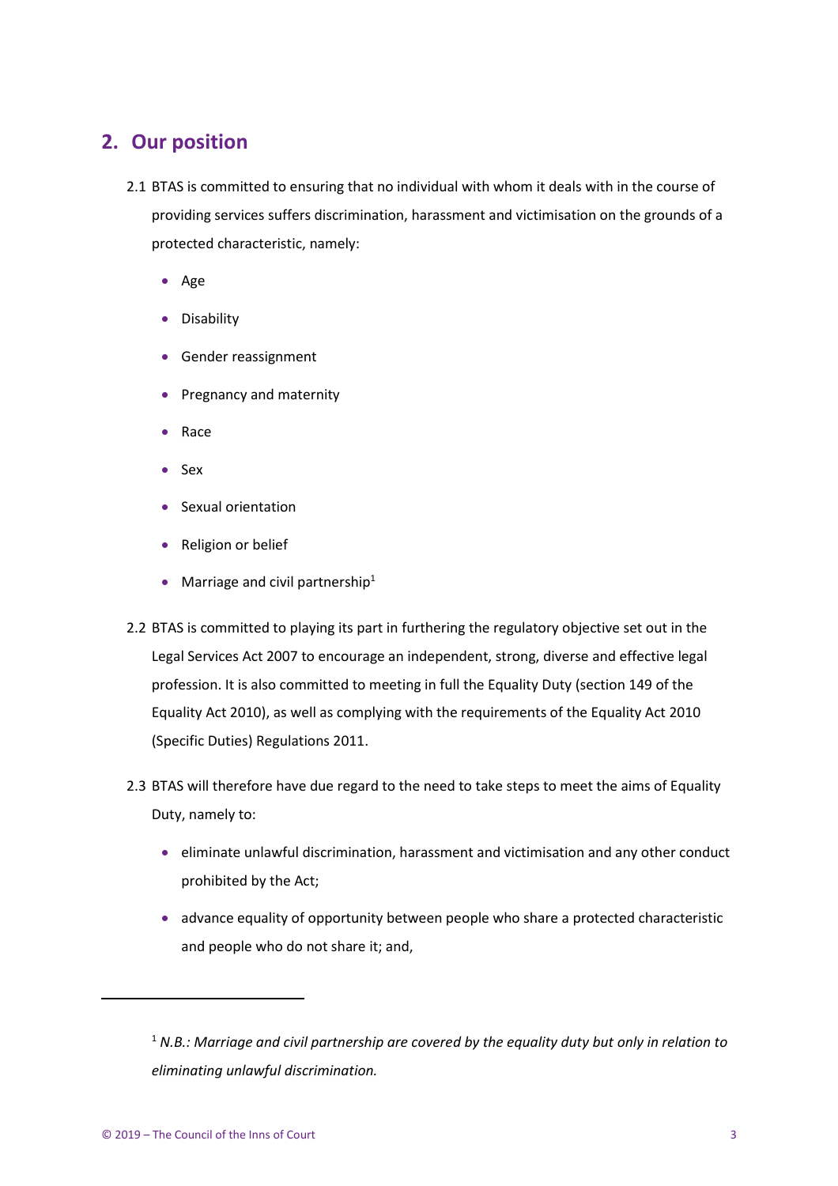## 2. Our position

2.1 BTAS is committed to ensuring that no individual with whom it deals with in the course of providing services suffers discrimination, harassment and victimisation on the grounds of a protected characteristic, namely:

- Age
- Disability
- Gender reassignment
- Pregnancy and maternity
- Race
- Sex
- Sexual orientation
- Religion or belief
- Marriage and civil partnership[1]

2.2 BTAS is committed to playing its part in furthering the regulatory objective set out in the Legal Services Act 2007 to encourage an independent, strong, diverse and effective legal profession. It is also committed to meeting in full the Equality Duty (section 149 of the Equality Act 2010), as well as complying with the requirements of the Equality Act 2010 (Specific Duties) Regulations 2011.

2.3 BTAS will therefore have due regard to the need to take steps to meet the aims of Equality Duty, namely to:

- eliminate unlawful discrimination, harassment and victimisation and any other conduct prohibited by the Act;
- advance equality of opportunity between people who share a protected characteristic and people who do not share it; and,

---

[1] *N.B.: Marriage and civil partnership are covered by the equality duty but only in relation to eliminating unlawful discrimination.*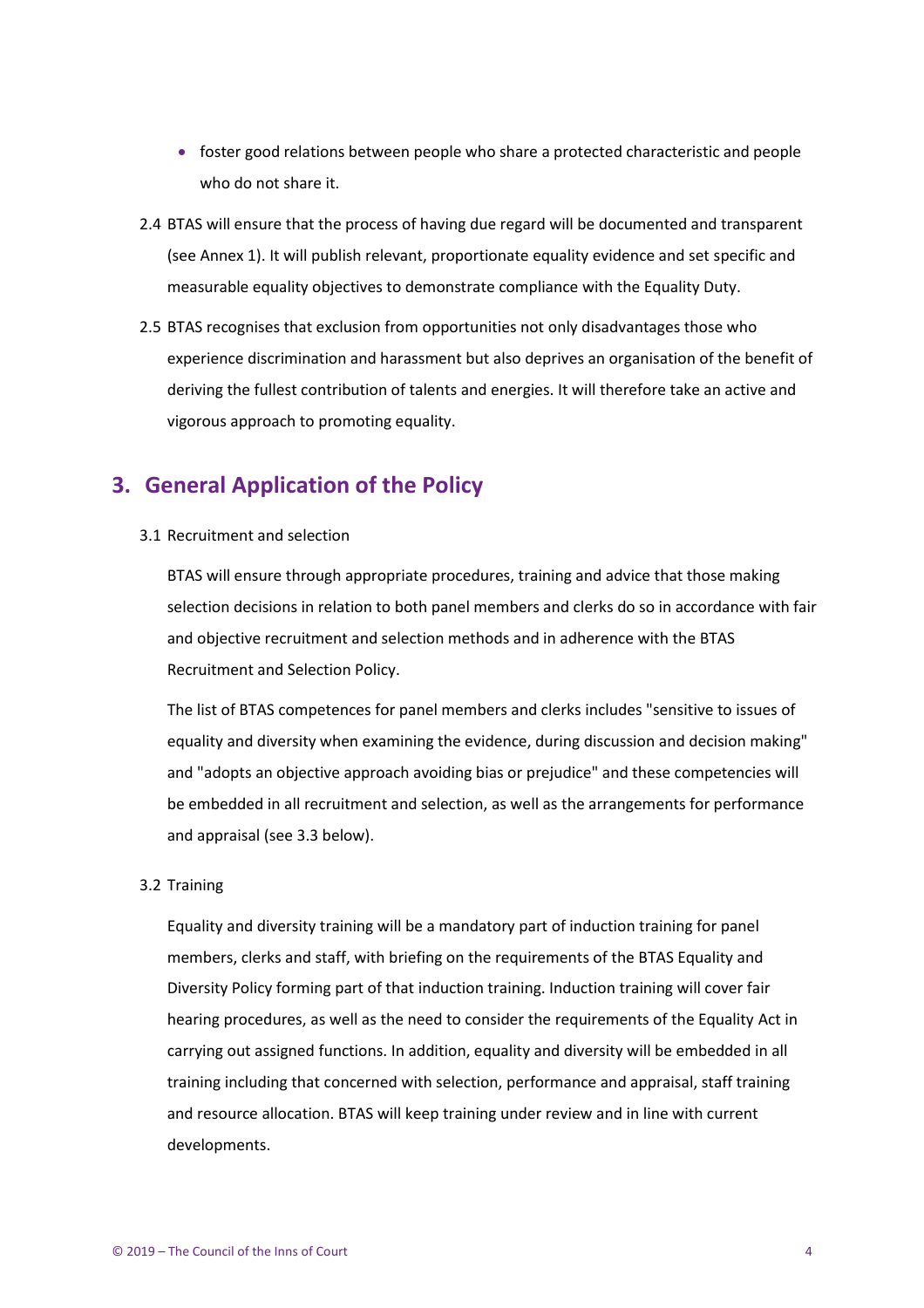- foster good relations between people who share a protected characteristic and people who do not share it.

2.4 BTAS will ensure that the process of having due regard will be documented and transparent (see Annex 1). It will publish relevant, proportionate equality evidence and set specific and measurable equality objectives to demonstrate compliance with the Equality Duty.

2.5 BTAS recognises that exclusion from opportunities not only disadvantages those who experience discrimination and harassment but also deprives an organisation of the benefit of deriving the fullest contribution of talents and energies. It will therefore take an active and vigorous approach to promoting equality.

## 3. General Application of the Policy

3.1 Recruitment and selection

BTAS will ensure through appropriate procedures, training and advice that those making selection decisions in relation to both panel members and clerks do so in accordance with fair and objective recruitment and selection methods and in adherence with the BTAS Recruitment and Selection Policy.

The list of BTAS competences for panel members and clerks includes "sensitive to issues of equality and diversity when examining the evidence, during discussion and decision making" and "adopts an objective approach avoiding bias or prejudice" and these competencies will be embedded in all recruitment and selection, as well as the arrangements for performance and appraisal (see 3.3 below).

3.2 Training

Equality and diversity training will be a mandatory part of induction training for panel members, clerks and staff, with briefing on the requirements of the BTAS Equality and Diversity Policy forming part of that induction training. Induction training will cover fair hearing procedures, as well as the need to consider the requirements of the Equality Act in carrying out assigned functions. In addition, equality and diversity will be embedded in all training including that concerned with selection, performance and appraisal, staff training and resource allocation. BTAS will keep training under review and in line with current developments.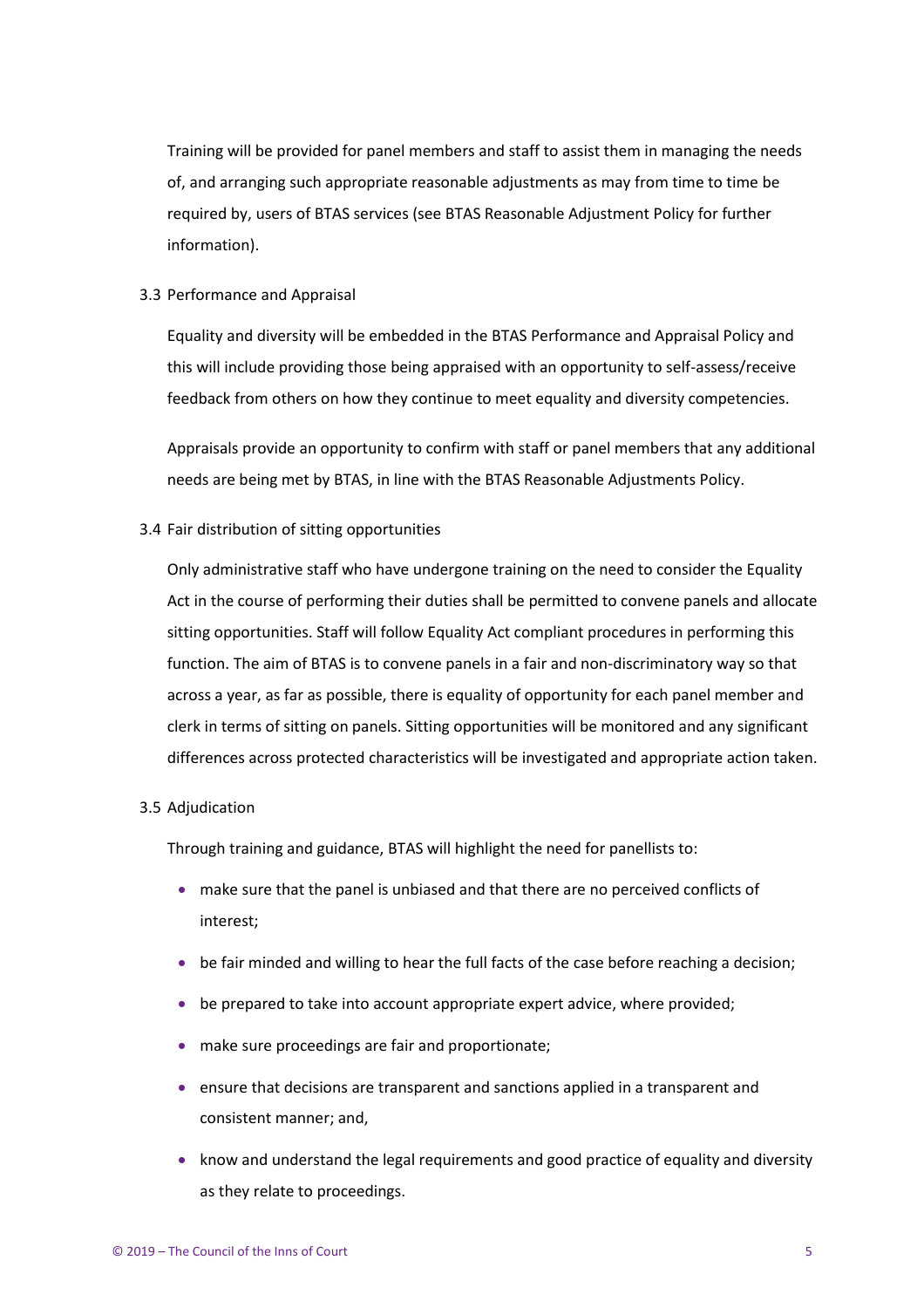Training will be provided for panel members and staff to assist them in managing the needs of, and arranging such appropriate reasonable adjustments as may from time to time be required by, users of BTAS services (see BTAS Reasonable Adjustment Policy for further information).

### 3.3 Performance and Appraisal

Equality and diversity will be embedded in the BTAS Performance and Appraisal Policy and this will include providing those being appraised with an opportunity to self-assess/receive feedback from others on how they continue to meet equality and diversity competencies.

Appraisals provide an opportunity to confirm with staff or panel members that any additional needs are being met by BTAS, in line with the BTAS Reasonable Adjustments Policy.

### 3.4 Fair distribution of sitting opportunities

Only administrative staff who have undergone training on the need to consider the Equality Act in the course of performing their duties shall be permitted to convene panels and allocate sitting opportunities. Staff will follow Equality Act compliant procedures in performing this function. The aim of BTAS is to convene panels in a fair and non-discriminatory way so that across a year, as far as possible, there is equality of opportunity for each panel member and clerk in terms of sitting on panels. Sitting opportunities will be monitored and any significant differences across protected characteristics will be investigated and appropriate action taken.

### 3.5 Adjudication

Through training and guidance, BTAS will highlight the need for panellists to:

- make sure that the panel is unbiased and that there are no perceived conflicts of interest;
- be fair minded and willing to hear the full facts of the case before reaching a decision;
- be prepared to take into account appropriate expert advice, where provided;
- make sure proceedings are fair and proportionate;
- ensure that decisions are transparent and sanctions applied in a transparent and consistent manner; and,
- know and understand the legal requirements and good practice of equality and diversity as they relate to proceedings.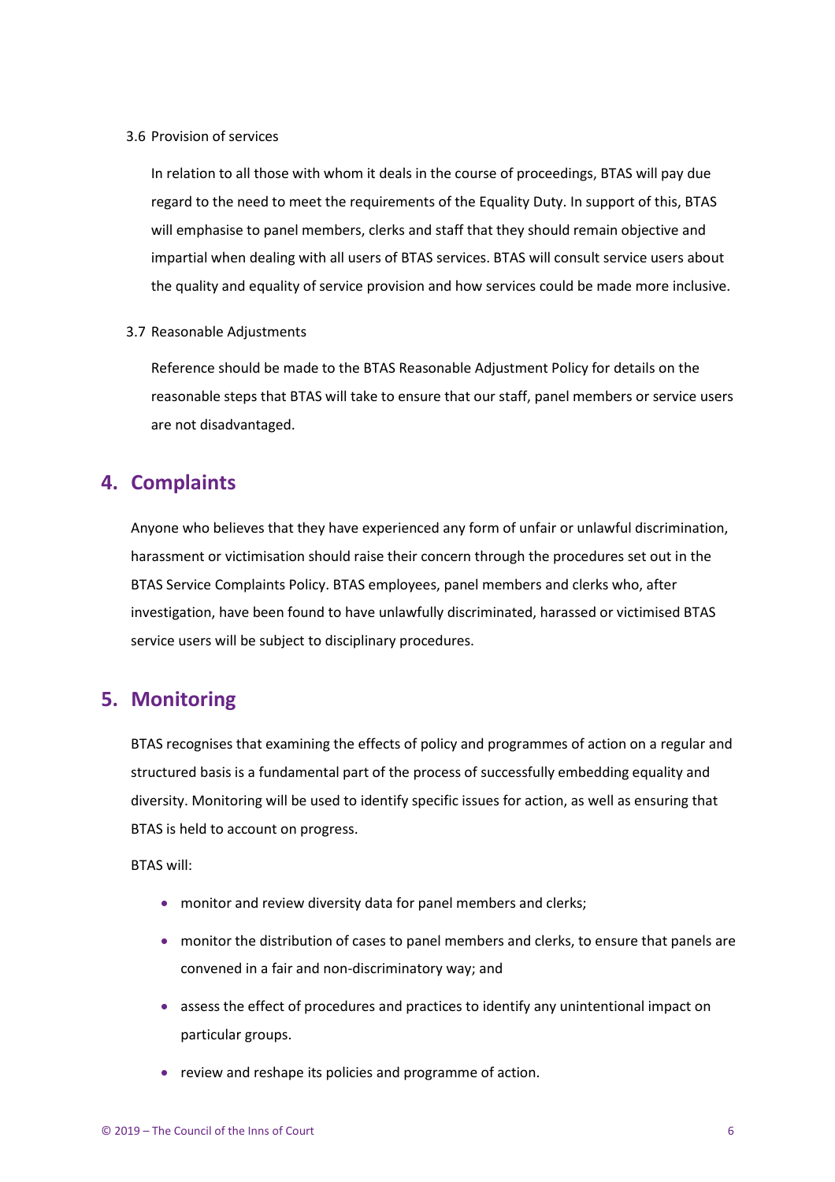### 3.6 Provision of services

In relation to all those with whom it deals in the course of proceedings, BTAS will pay due regard to the need to meet the requirements of the Equality Duty. In support of this, BTAS will emphasise to panel members, clerks and staff that they should remain objective and impartial when dealing with all users of BTAS services. BTAS will consult service users about the quality and equality of service provision and how services could be made more inclusive.

### 3.7 Reasonable Adjustments

Reference should be made to the BTAS Reasonable Adjustment Policy for details on the reasonable steps that BTAS will take to ensure that our staff, panel members or service users are not disadvantaged.

## 4. Complaints

Anyone who believes that they have experienced any form of unfair or unlawful discrimination, harassment or victimisation should raise their concern through the procedures set out in the BTAS Service Complaints Policy. BTAS employees, panel members and clerks who, after investigation, have been found to have unlawfully discriminated, harassed or victimised BTAS service users will be subject to disciplinary procedures.

## 5. Monitoring

BTAS recognises that examining the effects of policy and programmes of action on a regular and structured basis is a fundamental part of the process of successfully embedding equality and diversity. Monitoring will be used to identify specific issues for action, as well as ensuring that BTAS is held to account on progress.

BTAS will:

- monitor and review diversity data for panel members and clerks;
- monitor the distribution of cases to panel members and clerks, to ensure that panels are convened in a fair and non-discriminatory way; and
- assess the effect of procedures and practices to identify any unintentional impact on particular groups.
- review and reshape its policies and programme of action.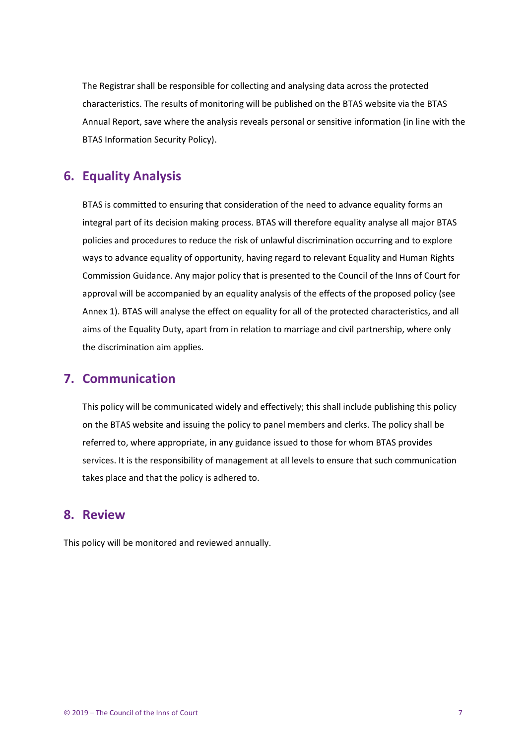The Registrar shall be responsible for collecting and analysing data across the protected characteristics. The results of monitoring will be published on the BTAS website via the BTAS Annual Report, save where the analysis reveals personal or sensitive information (in line with the BTAS Information Security Policy).

## 6. Equality Analysis

BTAS is committed to ensuring that consideration of the need to advance equality forms an integral part of its decision making process. BTAS will therefore equality analyse all major BTAS policies and procedures to reduce the risk of unlawful discrimination occurring and to explore ways to advance equality of opportunity, having regard to relevant Equality and Human Rights Commission Guidance. Any major policy that is presented to the Council of the Inns of Court for approval will be accompanied by an equality analysis of the effects of the proposed policy (see Annex 1). BTAS will analyse the effect on equality for all of the protected characteristics, and all aims of the Equality Duty, apart from in relation to marriage and civil partnership, where only the discrimination aim applies.

## 7. Communication

This policy will be communicated widely and effectively; this shall include publishing this policy on the BTAS website and issuing the policy to panel members and clerks. The policy shall be referred to, where appropriate, in any guidance issued to those for whom BTAS provides services. It is the responsibility of management at all levels to ensure that such communication takes place and that the policy is adhered to.

## 8. Review

This policy will be monitored and reviewed annually.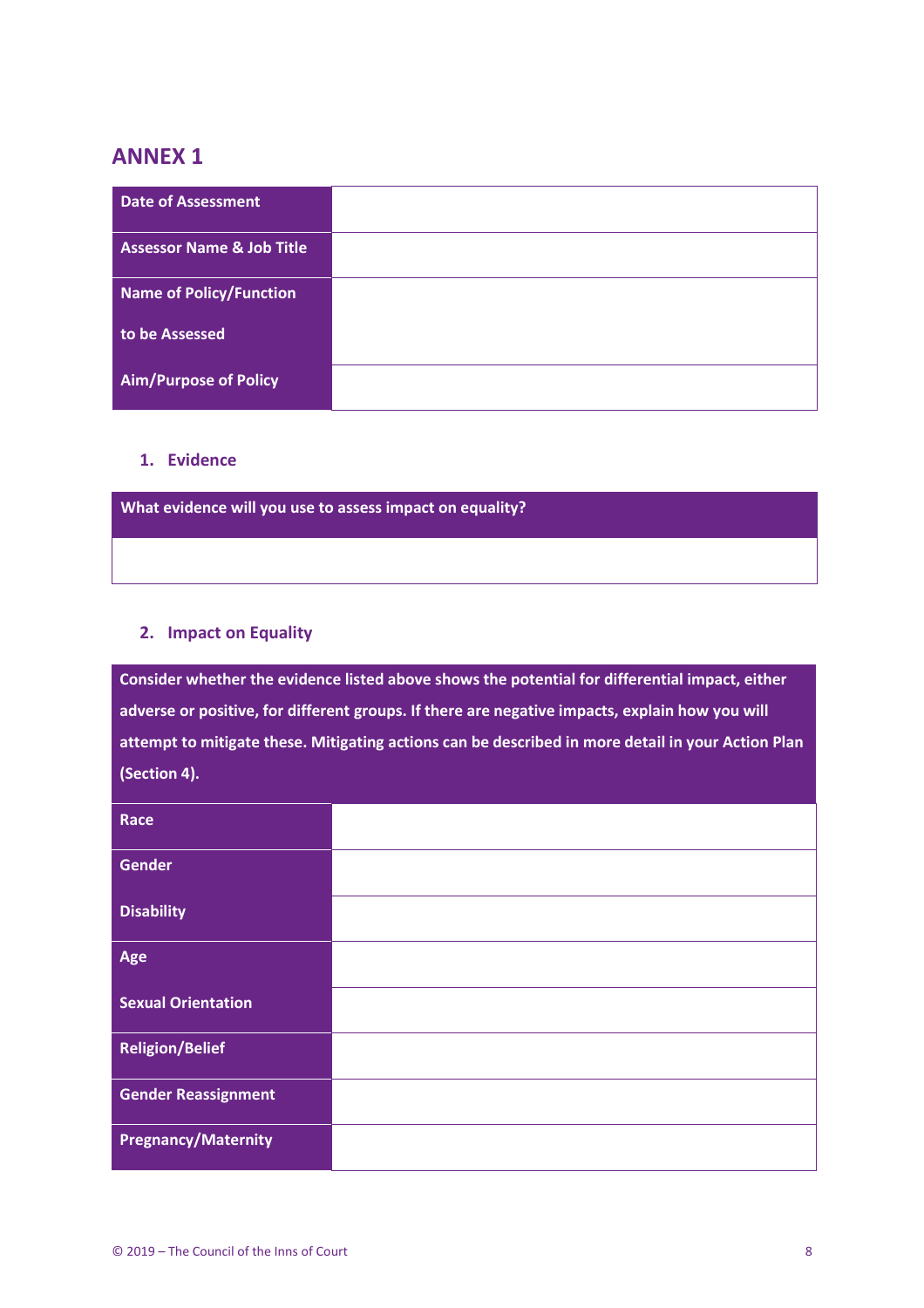## ANNEX 1

| Date of Assessment | |
|---|---|
| Assessor Name & Job Title | |
| Name of Policy/Function to be Assessed | |
| Aim/Purpose of Policy | |

### 1. Evidence

| What evidence will you use to assess impact on equality? |
|---|
| |

### 2. Impact on Equality

| Consider whether the evidence listed above shows the potential for differential impact, either adverse or positive, for different groups. If there are negative impacts, explain how you will attempt to mitigate these. Mitigating actions can be described in more detail in your Action Plan (Section 4). | |
|---|---|
| Race | |
| Gender | |
| Disability | |
| Age | |
| Sexual Orientation | |
| Religion/Belief | |
| Gender Reassignment | |
| Pregnancy/Maternity | |

© 2019 – The Council of the Inns of Court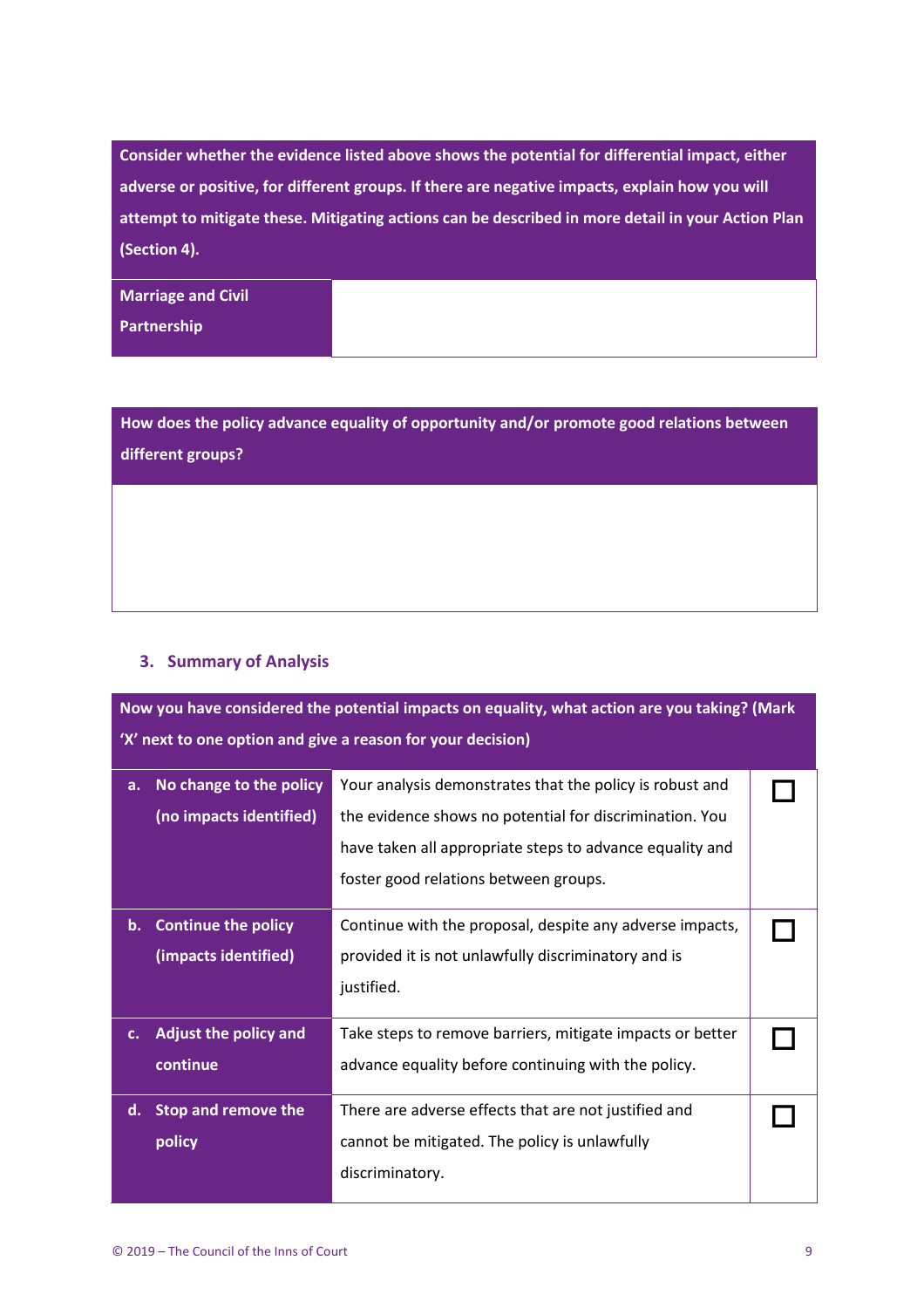| Consider whether the evidence listed above shows the potential for differential impact, either adverse or positive, for different groups. If there are negative impacts, explain how you will attempt to mitigate these. Mitigating actions can be described in more detail in your Action Plan (Section 4). | |
|---|---|
| **Marriage and Civil Partnership** | |

| How does the policy advance equality of opportunity and/or promote good relations between different groups? |
|---|
| |

## 3. Summary of Analysis

| Now you have considered the potential impacts on equality, what action are you taking? (Mark 'X' next to one option and give a reason for your decision) | | |
|---|---|---|
| **a. No change to the policy (no impacts identified)** | Your analysis demonstrates that the policy is robust and the evidence shows no potential for discrimination. You have taken all appropriate steps to advance equality and foster good relations between groups. | ☐ |
| **b. Continue the policy (impacts identified)** | Continue with the proposal, despite any adverse impacts, provided it is not unlawfully discriminatory and is justified. | ☐ |
| **c. Adjust the policy and continue** | Take steps to remove barriers, mitigate impacts or better advance equality before continuing with the policy. | ☐ |
| **d. Stop and remove the policy** | There are adverse effects that are not justified and cannot be mitigated. The policy is unlawfully discriminatory. | ☐ |

© 2019 – The Council of the Inns of Court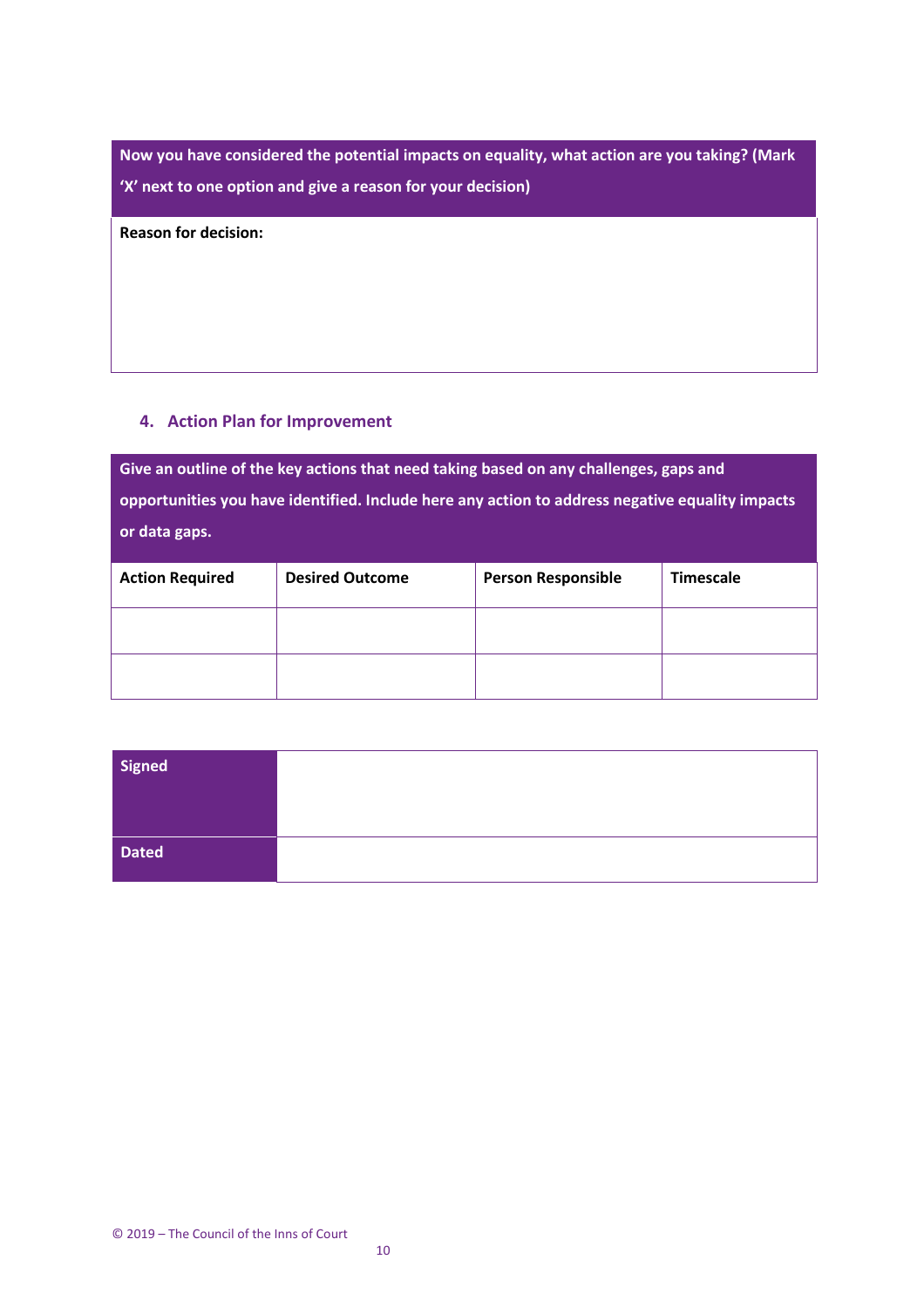**Now you have considered the potential impacts on equality, what action are you taking? (Mark 'X' next to one option and give a reason for your decision)**

**Reason for decision:**

## 4. Action Plan for Improvement

**Give an outline of the key actions that need taking based on any challenges, gaps and opportunities you have identified. Include here any action to address negative equality impacts or data gaps.**

| Action Required | Desired Outcome | Person Responsible | Timescale |
|---|---|---|---|
| | | | |
| | | | |

| | |
|---|---|
| **Signed** | |
| **Dated** | |

© 2019 – The Council of the Inns of Court